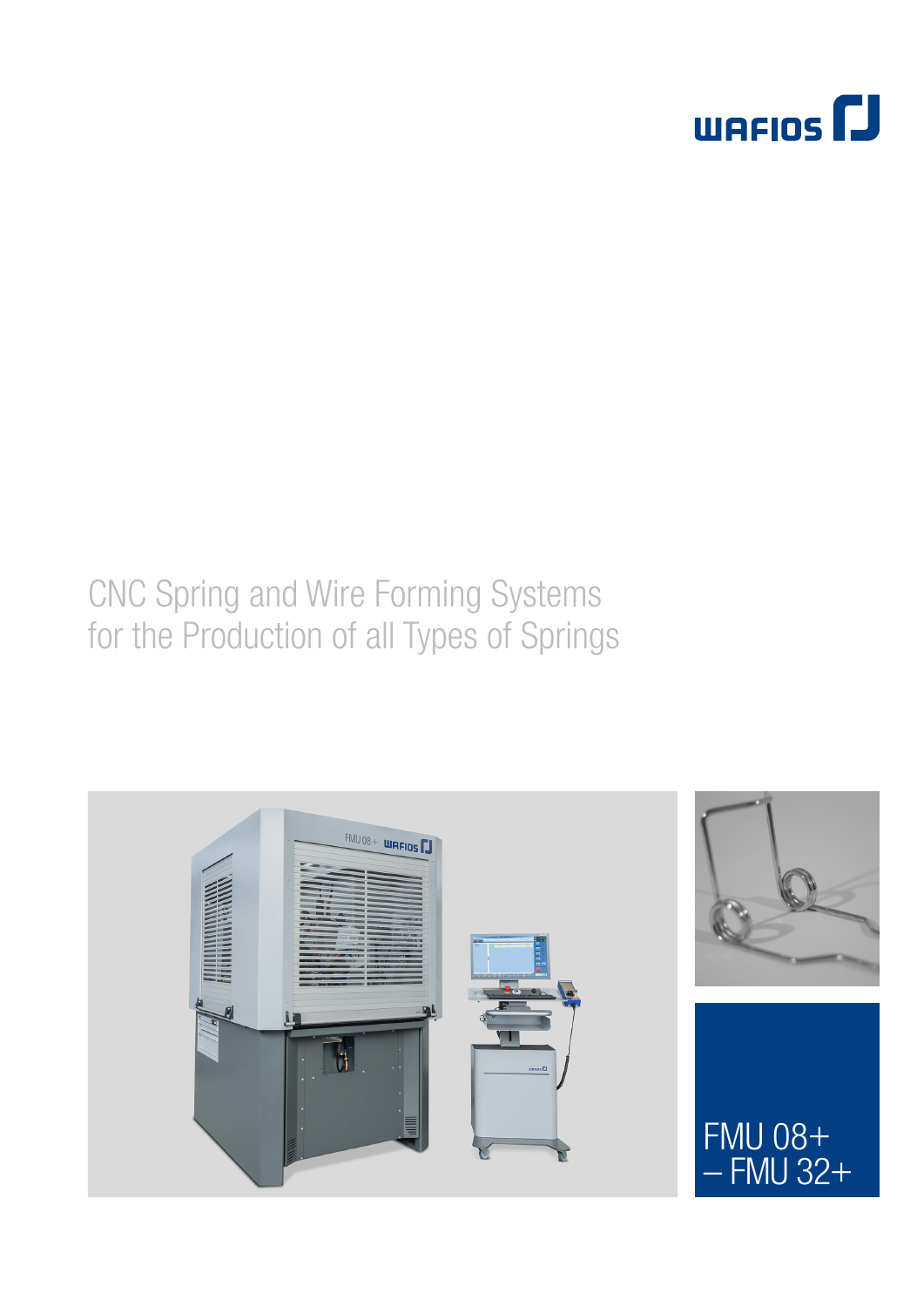WAFIOS

# CNC Spring and Wire Forming Systems for the Production of all Types of Springs

## FMU 08+ – FMU 32+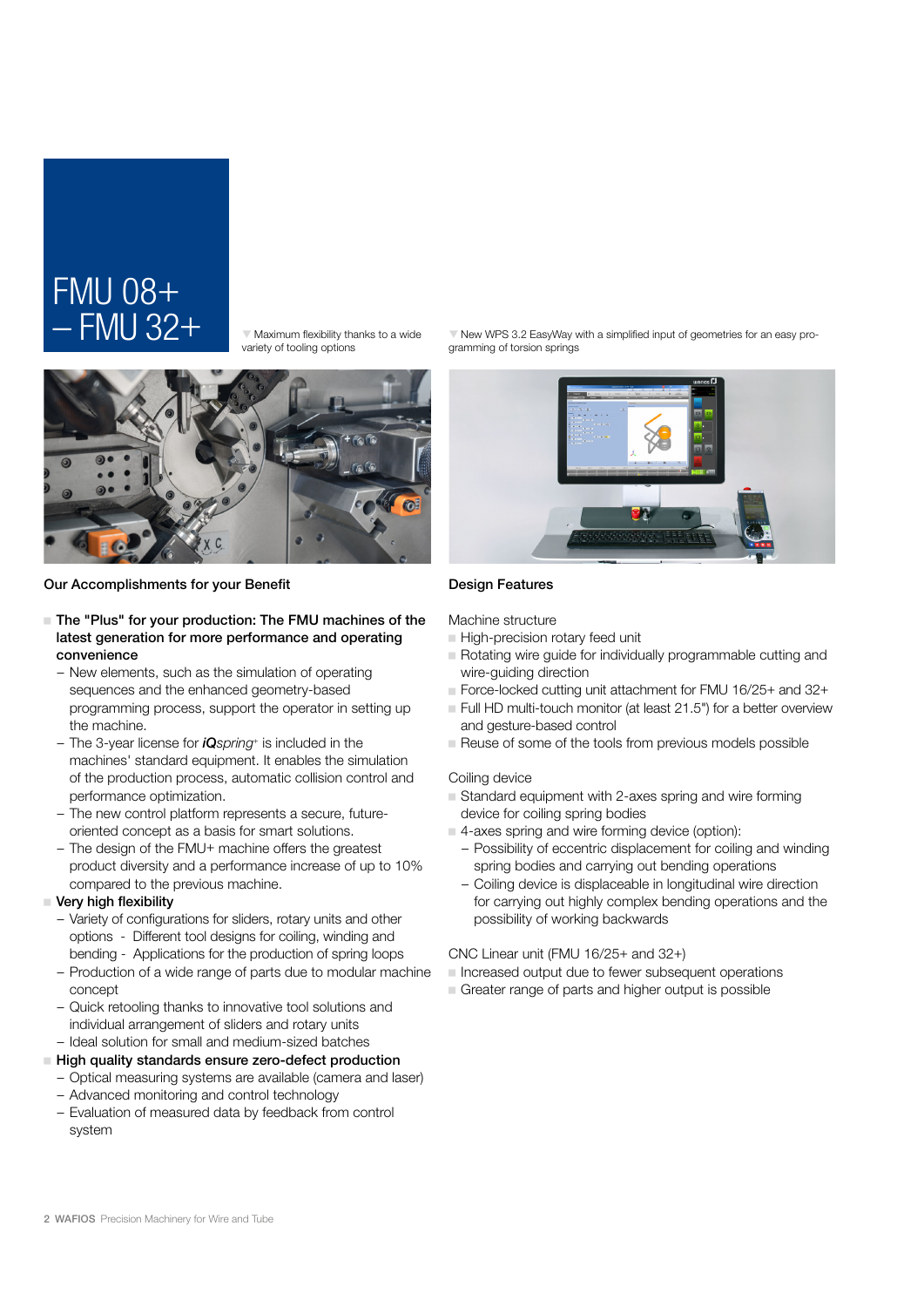# FMU 08+ – FMU 32+

▼ Maximum flexibility thanks to a wide variety of tooling options

▼ New WPS 3.2 EasyWay with a simplified input of geometries for an easy programming of torsion springs

## Our Accomplishments for your Benefit

- **The "Plus" for your production: The FMU machines of the latest generation for more performance and operating convenience**
  - New elements, such as the simulation of operating sequences and the enhanced geometry-based programming process, support the operator in setting up the machine.
  - The 3-year license for ***iQ****spring*+ is included in the machines' standard equipment. It enables the simulation of the production process, automatic collision control and performance optimization.
  - The new control platform represents a secure, future-oriented concept as a basis for smart solutions.
  - The design of the FMU+ machine offers the greatest product diversity and a performance increase of up to 10% compared to the previous machine.
- **Very high flexibility**
  - Variety of configurations for sliders, rotary units and other options - Different tool designs for coiling, winding and bending - Applications for the production of spring loops
  - Production of a wide range of parts due to modular machine concept
  - Quick retooling thanks to innovative tool solutions and individual arrangement of sliders and rotary units
  - Ideal solution for small and medium-sized batches
- **High quality standards ensure zero-defect production**
  - Optical measuring systems are available (camera and laser)
  - Advanced monitoring and control technology
  - Evaluation of measured data by feedback from control system

## Design Features

Machine structure

- High-precision rotary feed unit
- Rotating wire guide for individually programmable cutting and wire-guiding direction
- Force-locked cutting unit attachment for FMU 16/25+ and 32+
- Full HD multi-touch monitor (at least 21.5") for a better overview and gesture-based control
- Reuse of some of the tools from previous models possible

Coiling device

- Standard equipment with 2-axes spring and wire forming device for coiling spring bodies
- 4-axes spring and wire forming device (option):
  - Possibility of eccentric displacement for coiling and winding spring bodies and carrying out bending operations
  - Coiling device is displaceable in longitudinal wire direction for carrying out highly complex bending operations and the possibility of working backwards

CNC Linear unit (FMU 16/25+ and 32+)

- Increased output due to fewer subsequent operations
- Greater range of parts and higher output is possible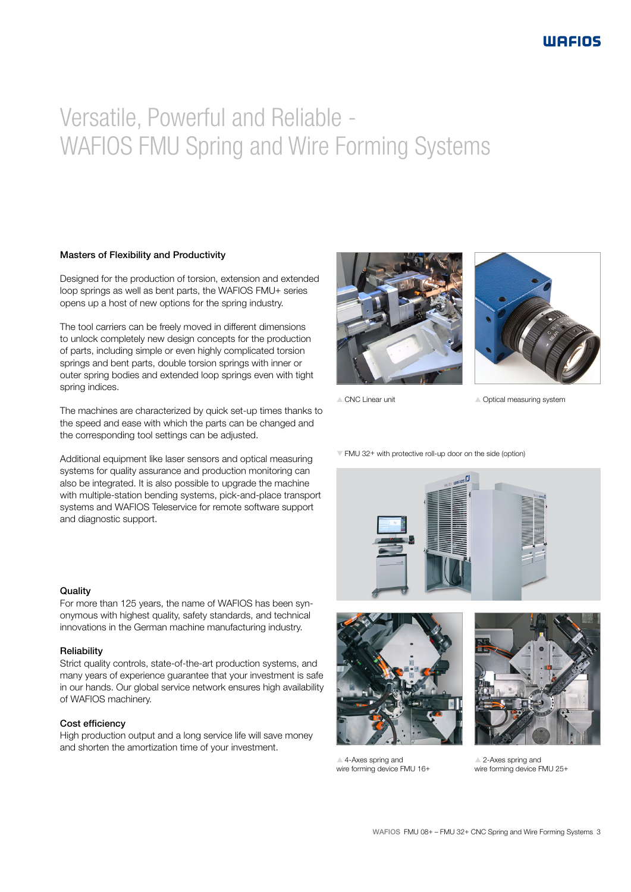# Versatile, Powerful and Reliable - WAFIOS FMU Spring and Wire Forming Systems

### Masters of Flexibility and Productivity

Designed for the production of torsion, extension and extended loop springs as well as bent parts, the WAFIOS FMU+ series opens up a host of new options for the spring industry.

The tool carriers can be freely moved in different dimensions to unlock completely new design concepts for the production of parts, including simple or even highly complicated torsion springs and bent parts, double torsion springs with inner or outer spring bodies and extended loop springs even with tight spring indices.

The machines are characterized by quick set-up times thanks to the speed and ease with which the parts can be changed and the corresponding tool settings can be adjusted.

Additional equipment like laser sensors and optical measuring systems for quality assurance and production monitoring can also be integrated. It is also possible to upgrade the machine with multiple-station bending systems, pick-and-place transport systems and WAFIOS Teleservice for remote software support and diagnostic support.

### Quality

For more than 125 years, the name of WAFIOS has been synonymous with highest quality, safety standards, and technical innovations in the German machine manufacturing industry.

### Reliability

Strict quality controls, state-of-the-art production systems, and many years of experience guarantee that your investment is safe in our hands. Our global service network ensures high availability of WAFIOS machinery.

### Cost efficiency

High production output and a long service life will save money and shorten the amortization time of your investment.

▲ CNC Linear unit

▲ Optical measuring system

▼ FMU 32+ with protective roll-up door on the side (option)

▲ 4-Axes spring and wire forming device FMU 16+

▲ 2-Axes spring and wire forming device FMU 25+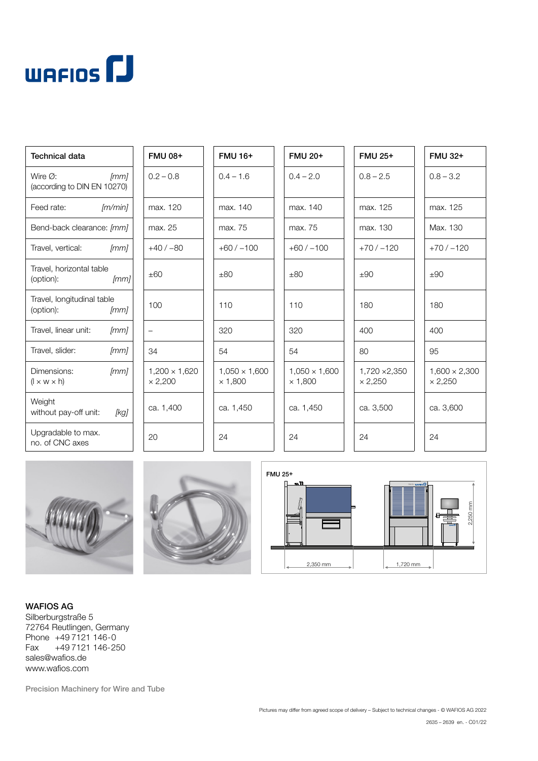| Technical data | FMU 08+ | FMU 16+ | FMU 20+ | FMU 25+ | FMU 32+ |
|---|---|---|---|---|---|
| Wire Ø: *[mm]* (according to DIN EN 10270) | 0.2 – 0.8 | 0.4 – 1.6 | 0.4 – 2.0 | 0.8 – 2.5 | 0.8 – 3.2 |
| Feed rate: *[m/min]* | max. 120 | max. 140 | max. 140 | max. 125 | max. 125 |
| Bend-back clearance: *[mm]* | max. 25 | max. 75 | max. 75 | max. 130 | Max. 130 |
| Travel, vertical: *[mm]* | +40 / –80 | +60 / –100 | +60 / –100 | +70 / –120 | +70 / –120 |
| Travel, horizontal table (option): *[mm]* | ±60 | ±80 | ±80 | ±90 | ±90 |
| Travel, longitudinal table (option): *[mm]* | 100 | 110 | 110 | 180 | 180 |
| Travel, linear unit: *[mm]* | – | 320 | 320 | 400 | 400 |
| Travel, slider: *[mm]* | 34 | 54 | 54 | 80 | 95 |
| Dimensions: *[mm]* (l × w × h) | 1,200 × 1,620 × 2,200 | 1,050 × 1,600 × 1,800 | 1,050 × 1,600 × 1,800 | 1,720 ×2,350 × 2,250 | 1,600 × 2,300 × 2,250 |
| Weight without pay-off unit: *[kg]* | ca. 1,400 | ca. 1,450 | ca. 1,450 | ca. 3,500 | ca. 3,600 |
| Upgradable to max. no. of CNC axes | 20 | 24 | 24 | 24 | 24 |

FMU 25+

2,350 mm

1,720 mm

2,250 mm

**WAFIOS AG**
Silberburgstraße 5
72764 Reutlingen, Germany
Phone +49 7121 146-0
Fax +49 7121 146-250
sales@wafios.de
www.wafios.com

Precision Machinery for Wire and Tube

Pictures may differ from agreed scope of delivery – Subject to technical changes - © WAFIOS AG 2022

2635 – 2639 en. - C01/22